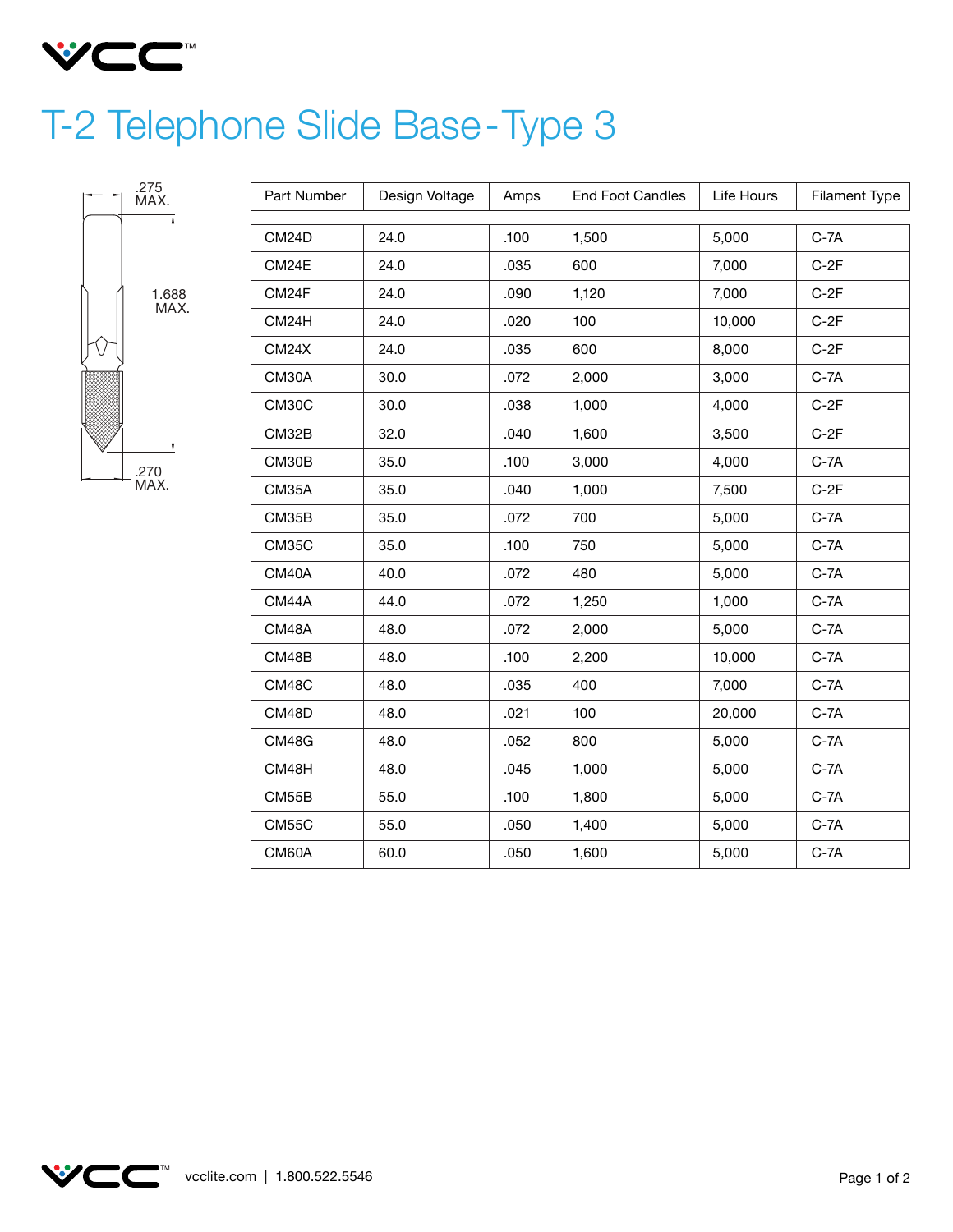# T-2 Telephone Slide Base - Type 3

.275 MAX.

1.688 MAX.

.270 MAX.

| Part Number | Design Voltage | Amps | End Foot Candles | Life Hours | Filament Type |
|---|---|---|---|---|---|
| CM24D | 24.0 | .100 | 1,500 | 5,000 | C-7A |
| CM24E | 24.0 | .035 | 600 | 7,000 | C-2F |
| CM24F | 24.0 | .090 | 1,120 | 7,000 | C-2F |
| CM24H | 24.0 | .020 | 100 | 10,000 | C-2F |
| CM24X | 24.0 | .035 | 600 | 8,000 | C-2F |
| CM30A | 30.0 | .072 | 2,000 | 3,000 | C-7A |
| CM30C | 30.0 | .038 | 1,000 | 4,000 | C-2F |
| CM32B | 32.0 | .040 | 1,600 | 3,500 | C-2F |
| CM30B | 35.0 | .100 | 3,000 | 4,000 | C-7A |
| CM35A | 35.0 | .040 | 1,000 | 7,500 | C-2F |
| CM35B | 35.0 | .072 | 700 | 5,000 | C-7A |
| CM35C | 35.0 | .100 | 750 | 5,000 | C-7A |
| CM40A | 40.0 | .072 | 480 | 5,000 | C-7A |
| CM44A | 44.0 | .072 | 1,250 | 1,000 | C-7A |
| CM48A | 48.0 | .072 | 2,000 | 5,000 | C-7A |
| CM48B | 48.0 | .100 | 2,200 | 10,000 | C-7A |
| CM48C | 48.0 | .035 | 400 | 7,000 | C-7A |
| CM48D | 48.0 | .021 | 100 | 20,000 | C-7A |
| CM48G | 48.0 | .052 | 800 | 5,000 | C-7A |
| CM48H | 48.0 | .045 | 1,000 | 5,000 | C-7A |
| CM55B | 55.0 | .100 | 1,800 | 5,000 | C-7A |
| CM55C | 55.0 | .050 | 1,400 | 5,000 | C-7A |
| CM60A | 60.0 | .050 | 1,600 | 5,000 | C-7A |

vcclite.com | 1.800.522.5546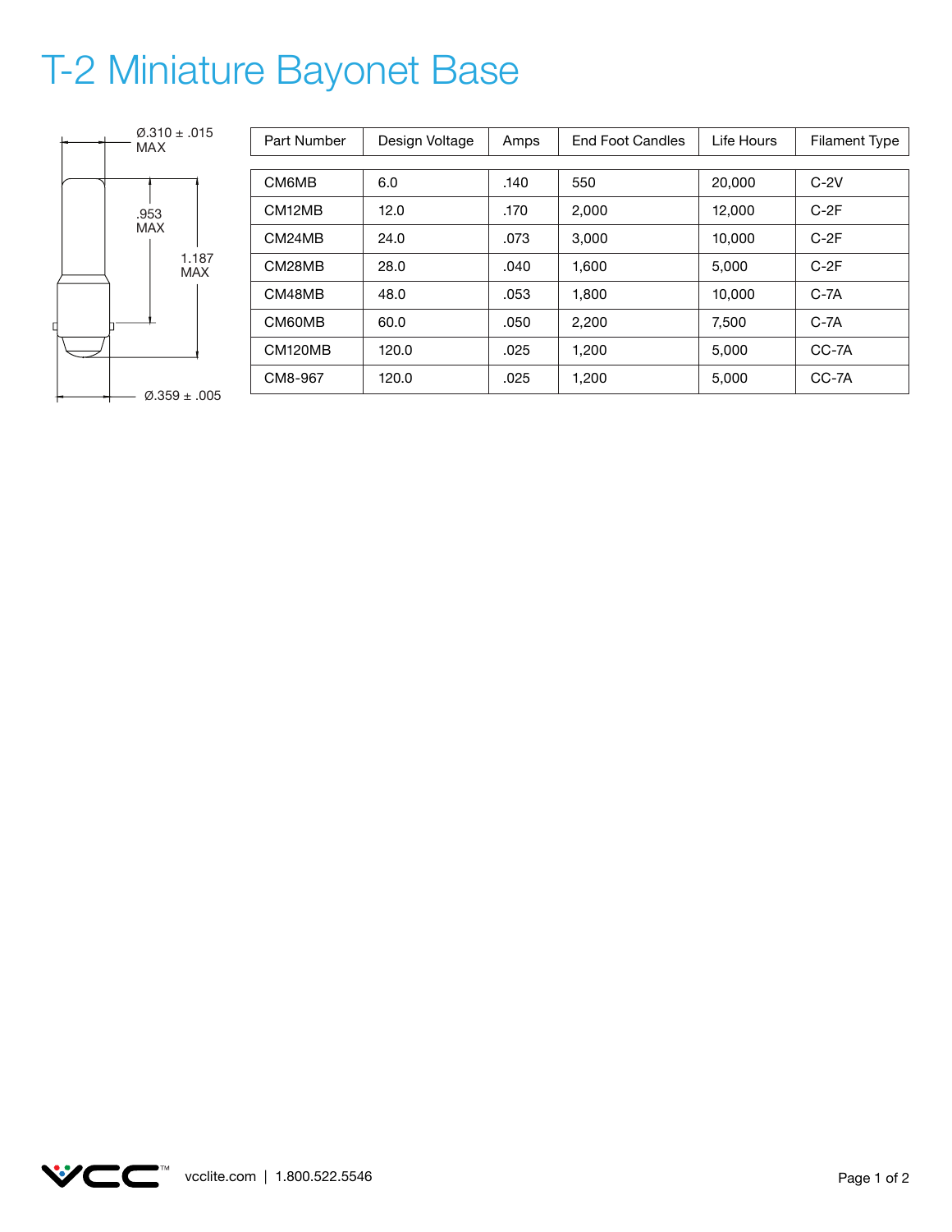# T-2 Miniature Bayonet Base

Ø.310 ± .015 MAX

.953 MAX

1.187 MAX

Ø.359 ± .005

| Part Number | Design Voltage | Amps | End Foot Candles | Life Hours | Filament Type |
|---|---|---|---|---|---|
| CM6MB | 6.0 | .140 | 550 | 20,000 | C-2V |
| CM12MB | 12.0 | .170 | 2,000 | 12,000 | C-2F |
| CM24MB | 24.0 | .073 | 3,000 | 10,000 | C-2F |
| CM28MB | 28.0 | .040 | 1,600 | 5,000 | C-2F |
| CM48MB | 48.0 | .053 | 1,800 | 10,000 | C-7A |
| CM60MB | 60.0 | .050 | 2,200 | 7,500 | C-7A |
| CM120MB | 120.0 | .025 | 1,200 | 5,000 | CC-7A |
| CM8-967 | 120.0 | .025 | 1,200 | 5,000 | CC-7A |

vcclite.com | 1.800.522.5546